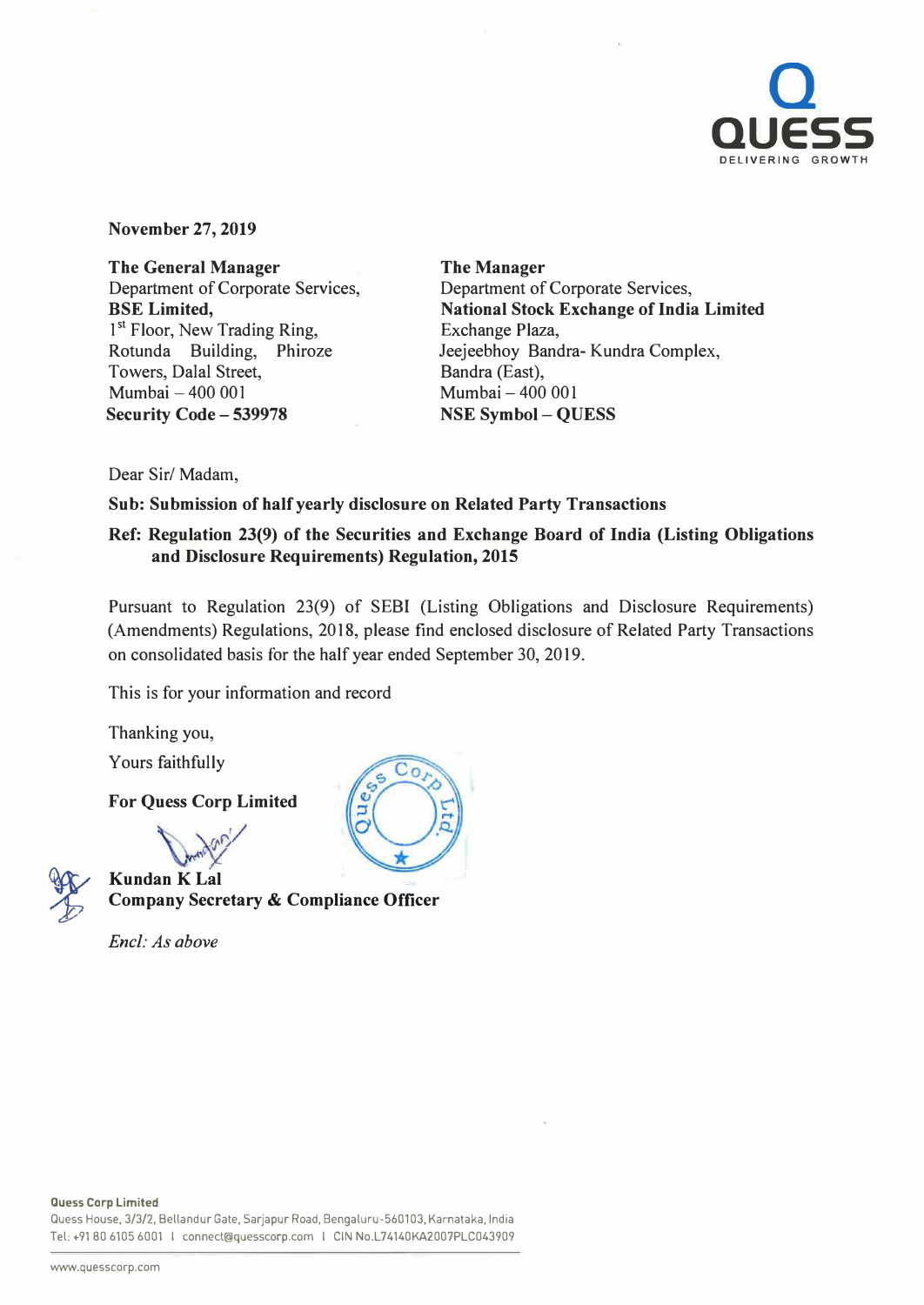**November 27, 2019**

**The General Manager**
Department of Corporate Services,
**BSE Limited,**
1st Floor, New Trading Ring,
Rotunda Building, Phiroze Towers, Dalal Street,
Mumbai – 400 001
**Security Code – 539978**

**The Manager**
Department of Corporate Services,
**National Stock Exchange of India Limited**
Exchange Plaza,
Jeejeebhoy Bandra- Kundra Complex,
Bandra (East),
Mumbai – 400 001
**NSE Symbol – QUESS**

Dear Sir/ Madam,

**Sub: Submission of half yearly disclosure on Related Party Transactions**

**Ref: Regulation 23(9) of the Securities and Exchange Board of India (Listing Obligations and Disclosure Requirements) Regulation, 2015**

Pursuant to Regulation 23(9) of SEBI (Listing Obligations and Disclosure Requirements) (Amendments) Regulations, 2018, please find enclosed disclosure of Related Party Transactions on consolidated basis for the half year ended September 30, 2019.

This is for your information and record

Thanking you,

Yours faithfully

**For Quess Corp Limited**

**Kundan K Lal**
**Company Secretary & Compliance Officer**

*Encl: As above*

**Quess Corp Limited**
Quess House, 3/3/2, Bellandur Gate, Sarjapur Road, Bengaluru-560103, Karnataka, India
Tel: +91 80 6105 6001 I connect@quesscorp.com I CIN No.L74140KA2007PLC043909

www.quesscorp.com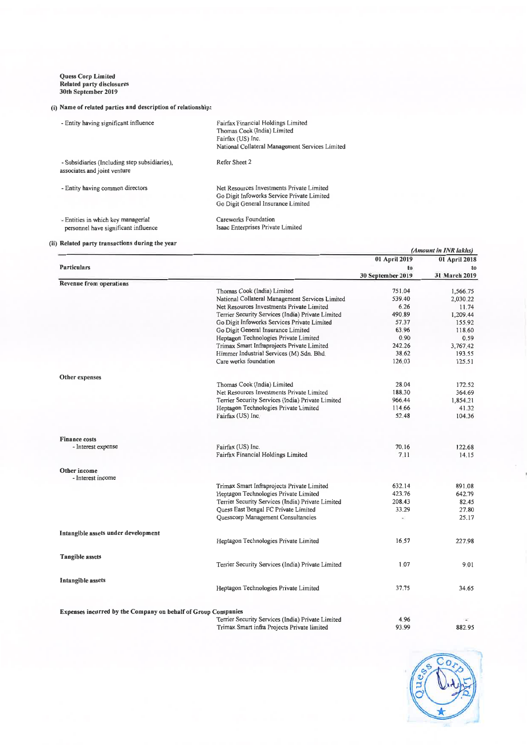**Quess Corp Limited**
**Related party disclosures**
**30th September 2019**

**(i) Name of related parties and description of relationship:**

| | |
|---|---|
| - Entity having significant influence | Fairfax Financial Holdings Limited<br>Thomas Cook (India) Limited<br>Fairfax (US) Inc.<br>National Collateral Management Services Limited |
| - Subsidiaries (Including step subsidiaries), associates and joint venture | Refer Sheet 2 |
| - Entity having common directors | Net Resources Investments Private Limited<br>Go Digit Infoworks Service Private Limited<br>Go Digit General Insurance Limited |
| - Entities in which key managerial personnel have significant influence | Careworks Foundation<br>Isaac Enterprises Private Limited |

**(ii) Related party transactions during the year**

*(Amount in INR lakhs)*

| Particulars | | 01 April 2019 to 30 September 2019 | 01 April 2018 to 31 March 2019 |
|---|---|---|---|
| **Revenue from operations** | | | |
| | Thomas Cook (India) Limited | 751.04 | 1,566.75 |
| | National Collateral Management Services Limited | 539.40 | 2,030.22 |
| | Net Resources Investments Private Limited | 6.26 | 11.74 |
| | Terrier Security Services (India) Private Limited | 490.89 | 1,209.44 |
| | Go Digit Infoworks Services Private Limited | 57.37 | 155.92 |
| | Go Digit General Insurance Limited | 63.96 | 118.60 |
| | Heptagon Technologies Private Limited | 0.90 | 0.59 |
| | Trimax Smart Infraprojects Private Limited | 242.26 | 3,767.42 |
| | Himmer Industrial Services (M) Sdn. Bhd. | 38.62 | 193.55 |
| | Care works foundation | 126.03 | 125.51 |
| **Other expenses** | | | |
| | Thomas Cook (India) Limited | 28.04 | 172.52 |
| | Net Resources Investments Private Limited | 188.30 | 364.69 |
| | Terrier Security Services (India) Private Limited | 966.44 | 1,854.21 |
| | Heptagon Technologies Private Limited | 114.66 | 41.32 |
| | Fairfax (US) Inc. | 52.48 | 104.36 |
| **Finance costs** | | | |
| - Interest expense | Fairfax (US) Inc. | 70.16 | 122.68 |
| | Fairfax Financial Holdings Limited | 7.11 | 14.15 |
| **Other income** | | | |
| - Interest income | | | |
| | Trimax Smart Infraprojects Private Limited | 632.14 | 891.08 |
| | Heptagon Technologies Private Limited | 423.76 | 642.79 |
| | Terrier Security Services (India) Private Limited | 208.43 | 82.45 |
| | Quess East Bengal FC Private Limited | 33.29 | 27.80 |
| | Quesscorp Management Consultancies | - | 25.17 |
| **Intangible assets under development** | | | |
| | Heptagon Technologies Private Limited | 16.57 | 227.98 |
| **Tangible assets** | | | |
| | Terrier Security Services (India) Private Limited | 1.07 | 9.01 |
| **Intangible assets** | | | |
| | Heptagon Technologies Private Limited | 37.75 | 34.65 |
| **Expenses incurred by the Company on behalf of Group Companies** | | | |
| | Terrier Security Services (India) Private Limited | 4.96 | - |
| | Trimax Smart infra Projects Private limited | 93.99 | 882.95 |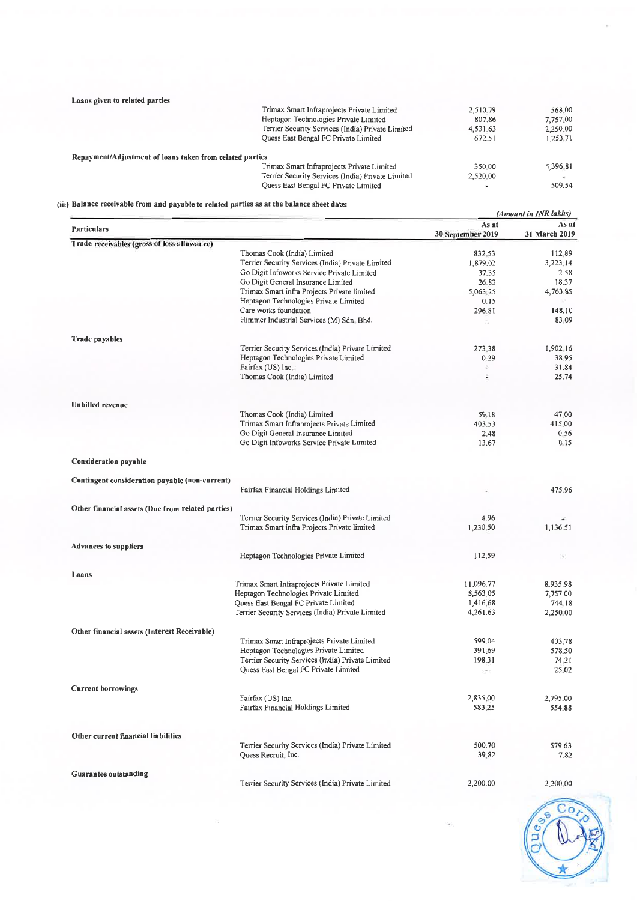| Particulars | | | |
|---|---|---|---|
| **Loans given to related parties** | Trimax Smart Infraprojects Private Limited | 2,510.79 | 568.00 |
| | Heptagon Technologies Private Limited | 807.86 | 7,757.00 |
| | Terrier Security Services (India) Private Limited | 4,531.63 | 2,250.00 |
| | Quess East Bengal FC Private Limited | 672.51 | 1,253.71 |
| **Repayment/Adjustment of loans taken from related parties** | Trimax Smart Infraprojects Private Limited | 350.00 | 5,396.81 |
| | Terrier Security Services (India) Private Limited | 2,520.00 | - |
| | Quess East Bengal FC Private Limited | - | 509.54 |

**(iii) Balance receivable from and payable to related parties as at the balance sheet date:**

*(Amount in INR lakhs)*

| Particulars | | As at 30 September 2019 | As at 31 March 2019 |
|---|---|---|---|
| **Trade receivables (gross of loss allowance)** | Thomas Cook (India) Limited | 832.53 | 112.89 |
| | Terrier Security Services (India) Private Limited | 1,879.02 | 3,223.14 |
| | Go Digit Infoworks Service Private Limited | 37.35 | 2.58 |
| | Go Digit General Insurance Limited | 26.83 | 18.37 |
| | Trimax Smart infra Projects Private limited | 5,063.25 | 4,763.85 |
| | Heptagon Technologies Private Limited | 0.15 | - |
| | Care works foundation | 296.81 | 148.10 |
| | Himmer Industrial Services (M) Sdn. Bhd. | - | 83.09 |
| **Trade payables** | Terrier Security Services (India) Private Limited | 273.38 | 1,902.16 |
| | Heptagon Technologies Private Limited | 0.29 | 38.95 |
| | Fairfax (US) Inc. | - | 31.84 |
| | Thomas Cook (India) Limited | - | 25.74 |
| **Unbilled revenue** | Thomas Cook (India) Limited | 59.18 | 47.00 |
| | Trimax Smart Infraprojects Private Limited | 403.53 | 415.00 |
| | Go Digit General Insurance Limited | 2.48 | 0.56 |
| | Go Digit Infoworks Service Private Limited | 13.67 | 0.15 |
| **Consideration payable** | | | |
| **Contingent consideration payable (non-current)** | Fairfax Financial Holdings Limited | - | 475.96 |
| **Other financial assets (Due from related parties)** | Terrier Security Services (India) Private Limited | 4.96 | - |
| | Trimax Smart infra Projects Private limited | 1,230.50 | 1,136.51 |
| **Advances to suppliers** | Heptagon Technologies Private Limited | 112.59 | - |
| **Loans** | Trimax Smart Infraprojects Private Limited | 11,096.77 | 8,935.98 |
| | Heptagon Technologies Private Limited | 8,563.05 | 7,757.00 |
| | Quess East Bengal FC Private Limited | 1,416.68 | 744.18 |
| | Terrier Security Services (India) Private Limited | 4,261.63 | 2,250.00 |
| **Other financial assets (Interest Receivable)** | Trimax Smart Infraprojects Private Limited | 599.04 | 403.78 |
| | Heptagon Technologies Private Limited | 391.69 | 578.50 |
| | Terrier Security Services (India) Private Limited | 198.31 | 74.21 |
| | Quess East Bengal FC Private Limited | - | 25.02 |
| **Current borrowings** | Fairfax (US) Inc. | 2,835.00 | 2,795.00 |
| | Fairfax Financial Holdings Limited | 583.25 | 554.88 |
| **Other current financial liabilities** | Terrier Security Services (India) Private Limited | 500.70 | 579.63 |
| | Quess Recruit, Inc. | 39.82 | 7.82 |
| **Guarantee outstanding** | Terrier Security Services (India) Private Limited | 2,200.00 | 2,200.00 |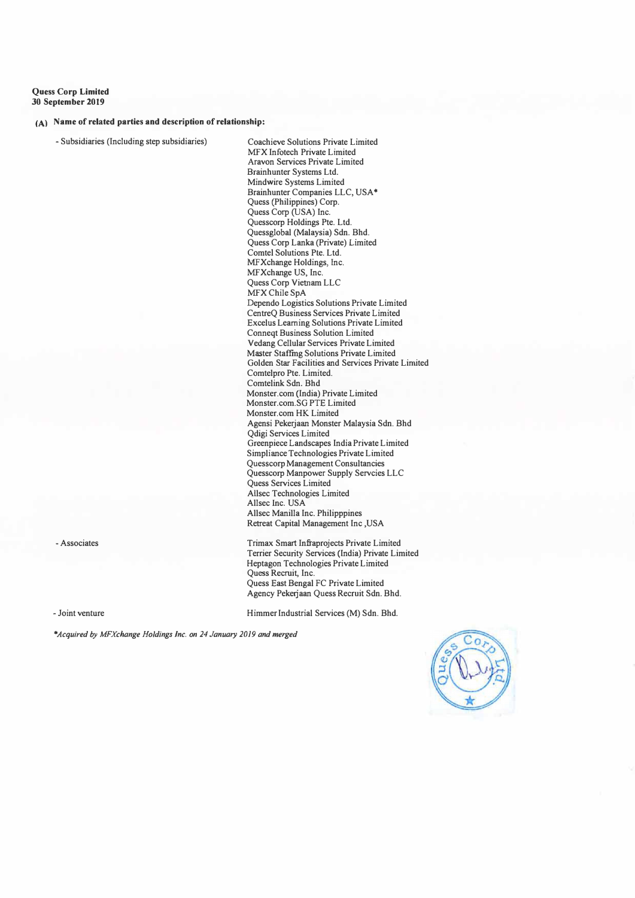**Quess Corp Limited**
**30 September 2019**

**(A) Name of related parties and description of relationship:**

| | |
|---|---|
| - Subsidiaries (Including step subsidiaries) | Coachieve Solutions Private Limited<br>MFX Infotech Private Limited<br>Aravon Services Private Limited<br>Brainhunter Systems Ltd.<br>Mindwire Systems Limited<br>Brainhunter Companies LLC, USA*<br>Quess (Philippines) Corp.<br>Quess Corp (USA) Inc.<br>Quesscorp Holdings Pte. Ltd.<br>Quessglobal (Malaysia) Sdn. Bhd.<br>Quess Corp Lanka (Private) Limited<br>Comtel Solutions Pte. Ltd.<br>MFXchange Holdings, Inc.<br>MFXchange US, Inc.<br>Quess Corp Vietnam LLC<br>MFX Chile SpA<br>Dependo Logistics Solutions Private Limited<br>CentreQ Business Services Private Limited<br>Excelus Learning Solutions Private Limited<br>Conneqt Business Solution Limited<br>Vedang Cellular Services Private Limited<br>Master Staffing Solutions Private Limited<br>Golden Star Facilities and Services Private Limited<br>Comtelpro Pte. Limited.<br>Comtelink Sdn. Bhd<br>Monster.com (India) Private Limited<br>Monster.com.SG PTE Limited<br>Monster.com HK Limited<br>Agensi Pekerjaan Monster Malaysia Sdn. Bhd<br>Qdigi Services Limited<br>Greenpiece Landscapes India Private Limited<br>Simpliance Technologies Private Limited<br>Quesscorp Management Consultancies<br>Quesscorp Manpower Supply Servcies LLC<br>Quess Services Limited<br>Allsec Technologies Limited<br>Allsec Inc. USA<br>Allsec Manilla Inc. Philipppines<br>Retreat Capital Management Inc ,USA |
| - Associates | Trimax Smart Infraprojects Private Limited<br>Terrier Security Services (India) Private Limited<br>Heptagon Technologies Private Limited<br>Quess Recruit, Inc.<br>Quess East Bengal FC Private Limited<br>Agency Pekerjaan Quess Recruit Sdn. Bhd. |
| - Joint venture | Himmer Industrial Services (M) Sdn. Bhd. |

*\*Acquired by MFXchange Holdings Inc. on 24 January 2019 and merged*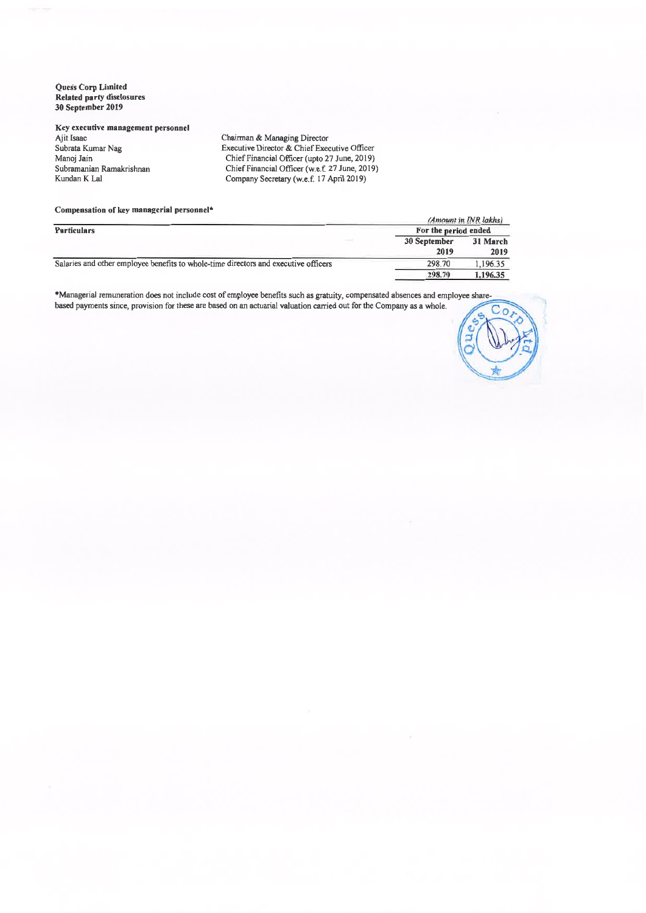**Quess Corp Limited**
**Related party disclosures**
**30 September 2019**

**Key executive management personnel**

| | |
|---|---|
| Ajit Isaac | Chairman & Managing Director |
| Subrata Kumar Nag | Executive Director & Chief Executive Officer |
| Manoj Jain | Chief Financial Officer (upto 27 June, 2019) |
| Subramanian Ramakrishnan | Chief Financial Officer (w.e.f. 27 June, 2019) |
| Kundan K Lal | Company Secretary (w.e.f. 17 April 2019) |

**Compensation of key managerial personnel***

*(Amount in INR lakhs)*

| Particulars | For the period ended | |
|---|---|---|
| | 30 September 2019 | 31 March 2019 |
| Salaries and other employee benefits to whole-time directors and executive officers | 298.70 | 1,196.35 |
| | 298.70 | 1,196.35 |

*Managerial remuneration does not include cost of employee benefits such as gratuity, compensated absences and employee share-based payments since, provision for these are based on an actuarial valuation carried out for the Company as a whole.